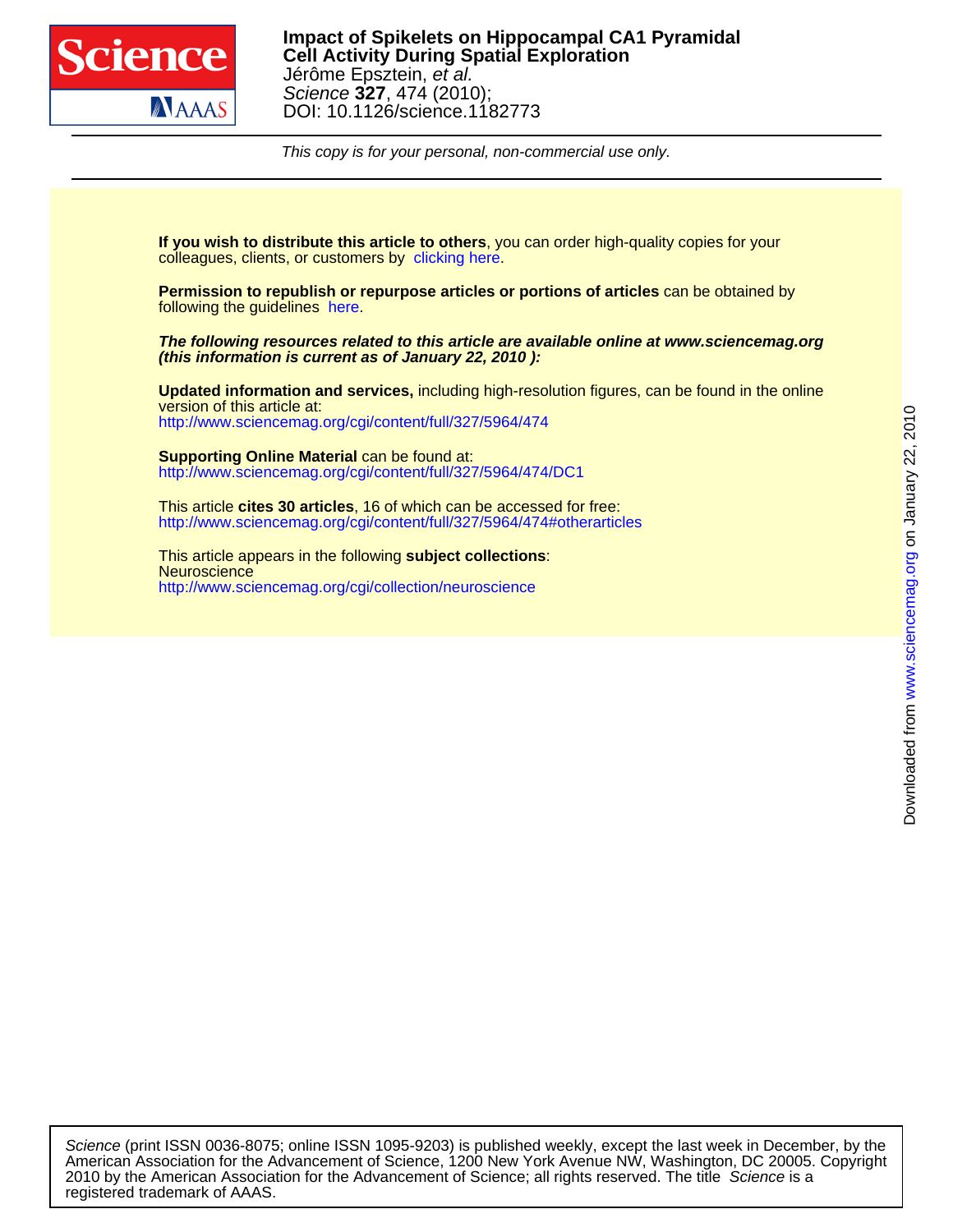# Impact of Spikelets on Hippocampal CA1 Pyramidal Cell Activity During Spatial Exploration

Jérôme Epsztein, *et al.*

*Science* **327**, 474 (2010);

DOI: 10.1126/science.1182773

*This copy is for your personal, non-commercial use only.*

**If you wish to distribute this article to others**, you can order high-quality copies for your colleagues, clients, or customers by clicking here.

**Permission to republish or repurpose articles or portions of articles** can be obtained by following the guidelines here.

***The following resources related to this article are available online at www.sciencemag.org (this information is current as of January 22, 2010 ):***

**Updated information and services,** including high-resolution figures, can be found in the online version of this article at:
http://www.sciencemag.org/cgi/content/full/327/5964/474

**Supporting Online Material** can be found at:
http://www.sciencemag.org/cgi/content/full/327/5964/474/DC1

This article **cites 30 articles**, 16 of which can be accessed for free:
http://www.sciencemag.org/cgi/content/full/327/5964/474#otherarticles

This article appears in the following **subject collections**:
Neuroscience
http://www.sciencemag.org/cgi/collection/neuroscience

Downloaded from www.sciencemag.org on January 22, 2010

*Science* (print ISSN 0036-8075; online ISSN 1095-9203) is published weekly, except the last week in December, by the American Association for the Advancement of Science, 1200 New York Avenue NW, Washington, DC 20005. Copyright 2010 by the American Association for the Advancement of Science; all rights reserved. The title *Science* is a registered trademark of AAAS.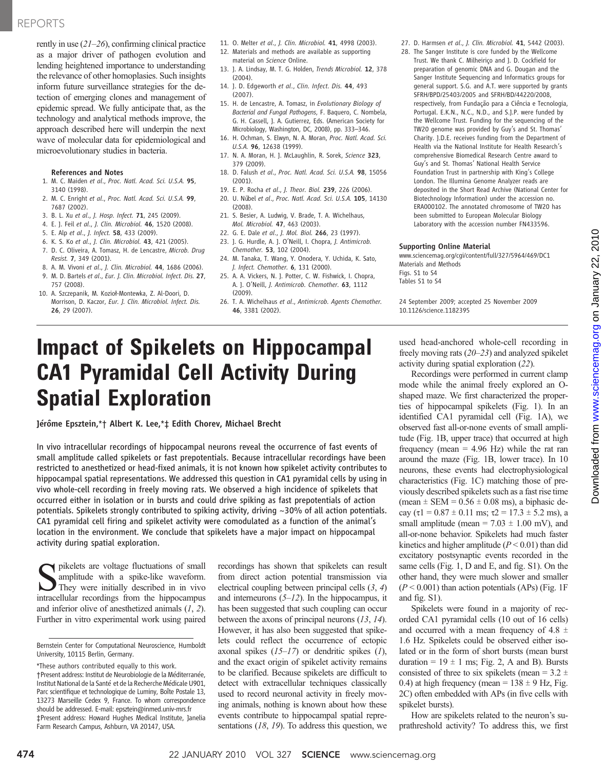rently in use (21–26), confirming clinical practice as a major driver of pathogen evolution and lending heightened importance to understanding the relevance of other homoplasies. Such insights inform future surveillance strategies for the detection of emerging clones and management of epidemic spread. We fully anticipate that, as the technology and analytical methods improve, the approach described here will underpin the next wave of molecular data for epidemiological and microevolutionary studies in bacteria.

### References and Notes

1. M. C. Maiden et al., Proc. Natl. Acad. Sci. U.S.A. 95, 3140 (1998).
2. M. C. Enright et al., Proc. Natl. Acad. Sci. U.S.A. 99, 7687 (2002).
3. B. L. Xu et al., J. Hosp. Infect. 71, 245 (2009).
4. E. J. Feil et al., J. Clin. Microbiol. 46, 1520 (2008).
5. E. Alp et al., J. Infect. 58, 433 (2009).
6. K. S. Ko et al., J. Clin. Microbiol. 43, 421 (2005).
7. D. C. Oliveira, A. Tomasz, H. de Lencastre, Microb. Drug Resist. 7, 349 (2001).
8. A. M. Vivoni et al., J. Clin. Microbiol. 44, 1686 (2006).
9. M. D. Bartels et al., Eur. J. Clin. Microbiol. Infect. Dis. 27, 757 (2008).
10. A. Szczepanik, M. Kozioł-Montewka, Z. Al-Doori, D. Morrison, D. Kaczor, Eur. J. Clin. Microbiol. Infect. Dis. 26, 29 (2007).
11. O. Melter et al., J. Clin. Microbiol. 41, 4998 (2003).
12. Materials and methods are available as supporting material on Science Online.
13. J. A. Lindsay, M. T. G. Holden, Trends Microbiol. 12, 378 (2004).
14. J. D. Edgeworth et al., Clin. Infect. Dis. 44, 493 (2007).
15. H. de Lencastre, A. Tomasz, in Evolutionary Biology of Bacterial and Fungal Pathogens, F. Baquero, C. Nombela, G. H. Cassell, J. A. Gutierrez, Eds. (American Society for Microbiology, Washington, DC, 2008), pp. 333–346.
16. H. Ochman, S. Elwyn, N. A. Moran, Proc. Natl. Acad. Sci. U.S.A. 96, 12638 (1999).
17. N. A. Moran, H. J. McLaughlin, R. Sorek, Science 323, 379 (2009).
18. D. Falush et al., Proc. Natl. Acad. Sci. U.S.A. 98, 15056 (2001).
19. E. P. Rocha et al., J. Theor. Biol. 239, 226 (2006).
20. U. Nübel et al., Proc. Natl. Acad. Sci. U.S.A. 105, 14130 (2008).
21. S. Besier, A. Ludwig, V. Brade, T. A. Wichelhaus, Mol. Microbiol. 47, 463 (2003).
22. G. E. Dale et al., J. Mol. Biol. 266, 23 (1997).
23. J. G. Hurdle, A. J. O'Neill, I. Chopra, J. Antimicrob. Chemother. 53, 102 (2004).
24. M. Tanaka, T. Wang, Y. Onodera, Y. Uchida, K. Sato, J. Infect. Chemother. 6, 131 (2000).
25. A. A. Vickers, N. J. Potter, C. W. Fishwick, I. Chopra, A. J. O'Neill, J. Antimicrob. Chemother. 63, 1112 (2009).
26. T. A. Wichelhaus et al., Antimicrob. Agents Chemother. 46, 3381 (2002).
27. D. Harmsen et al., J. Clin. Microbiol. 41, 5442 (2003).
28. The Sanger Institute is core funded by the Wellcome Trust. We thank C. Milheiriço and J. D. Cockfield for preparation of genomic DNA and G. Dougan and the Sanger Institute Sequencing and Informatics groups for general support. S.G. and A.T. were supported by grants SFRH/BPD/25403/2005 and SFRH/BD/44220/2008, respectively, from Fundação para a Ciência e Tecnologia, Portugal. E.K.N., N.C., N.D., and S.J.P. were funded by the Wellcome Trust. Funding for the sequencing of the TW20 genome was provided by Guy's and St. Thomas' Charity. J.D.E. receives funding from the Department of Health via the National Institute for Health Research's comprehensive Biomedical Research Centre award to Guy's and St. Thomas' National Health Service Foundation Trust in partnership with King's College London. The Illumina Genome Analyzer reads are deposited in the Short Read Archive (National Center for Biotechnology Information) under the accession no. ERA000102. The annotated chromosome of TW20 has been submitted to European Molecular Biology Laboratory with the accession number FN433596.

### Supporting Online Material

www.sciencemag.org/cgi/content/full/327/5964/469/DC1
Materials and Methods
Figs. S1 to S4
Tables S1 to S4

24 September 2009; accepted 25 November 2009
10.1126/science.1182395

# Impact of Spikelets on Hippocampal CA1 Pyramidal Cell Activity During Spatial Exploration

**Jérôme Epsztein,\*† Albert K. Lee,\*‡ Edith Chorev, Michael Brecht**

**In vivo intracellular recordings of hippocampal neurons reveal the occurrence of fast events of small amplitude called spikelets or fast prepotentials. Because intracellular recordings have been restricted to anesthetized or head-fixed animals, it is not known how spikelet activity contributes to hippocampal spatial representations. We addressed this question in CA1 pyramidal cells by using in vivo whole-cell recording in freely moving rats. We observed a high incidence of spikelets that occurred either in isolation or in bursts and could drive spiking as fast prepotentials of action potentials. Spikelets strongly contributed to spiking activity, driving ~30% of all action potentials. CA1 pyramidal cell firing and spikelet activity were comodulated as a function of the animal's location in the environment. We conclude that spikelets have a major impact on hippocampal activity during spatial exploration.**

Spikelets are voltage fluctuations of small amplitude with a spike-like waveform. They were initially described in in vivo intracellular recordings from the hippocampus and inferior olive of anesthetized animals (1, 2). Further in vitro experimental work using paired recordings has shown that spikelets can result from direct action potential transmission via electrical coupling between principal cells (3, 4) and interneurons (5–12). In the hippocampus, it has been suggested that such coupling can occur between the axons of principal neurons (13, 14). However, it has also been suggested that spikelets could reflect the occurrence of ectopic axonal spikes (15–17) or dendritic spikes (1), and the exact origin of spikelet activity remains to be clarified. Because spikelets are difficult to detect with extracellular techniques classically used to record neuronal activity in freely moving animals, nothing is known about how these events contribute to hippocampal spatial representations (18, 19). To address this question, we used head-anchored whole-cell recording in freely moving rats (20–23) and analyzed spikelet activity during spatial exploration (22).

Recordings were performed in current clamp mode while the animal freely explored an O-shaped maze. We first characterized the properties of hippocampal spikelets (Fig. 1). In an identified CA1 pyramidal cell (Fig. 1A), we observed fast all-or-none events of small amplitude (Fig. 1B, upper trace) that occurred at high frequency (mean = 4.96 Hz) while the rat ran around the maze (Fig. 1B, lower trace). In 10 neurons, these events had electrophysiological characteristics (Fig. 1C) matching those of previously described spikelets such as a fast rise time (mean ± SEM = 0.56 ± 0.08 ms), a biphasic decay ($\tau1$ = 0.87 ± 0.11 ms; $\tau2$ = 17.3 ± 5.2 ms), a small amplitude (mean = 7.03 ± 1.00 mV), and all-or-none behavior. Spikelets had much faster kinetics and higher amplitude ($P < 0.01$) than did excitatory postsynaptic events recorded in the same cells (Fig. 1, D and E, and fig. S1). On the other hand, they were much slower and smaller ($P < 0.001$) than action potentials (APs) (Fig. 1F and fig. S1).

Spikelets were found in a majority of recorded CA1 pyramidal cells (10 out of 16 cells) and occurred with a mean frequency of 4.8 ± 1.6 Hz. Spikelets could be observed either isolated or in the form of short bursts (mean burst duration = 19 ± 1 ms; Fig. 2, A and B). Bursts consisted of three to six spikelets (mean = 3.2 ± 0.4) at high frequency (mean = 138 ± 9 Hz, Fig. 2C) often embedded with APs (in five cells with spikelet bursts).

How are spikelets related to the neuron's suprathreshold activity? To address this, we first

---

Bernstein Center for Computational Neuroscience, Humboldt University, 10115 Berlin, Germany.

\*These authors contributed equally to this work.
†Present address: Institut de Neurobiologie de la Méditerranée, Institut National de la Santé et de la Recherche Médicale U901, Parc scientifique et technologique de Luminy, Boîte Postale 13, 13273 Marseille Cedex 9, France. To whom correspondence should be addressed. E-mail: epsztein@inmed.univ-mrs.fr
‡Present address: Howard Hughes Medical Institute, Janelia Farm Research Campus, Ashburn, VA 20147, USA.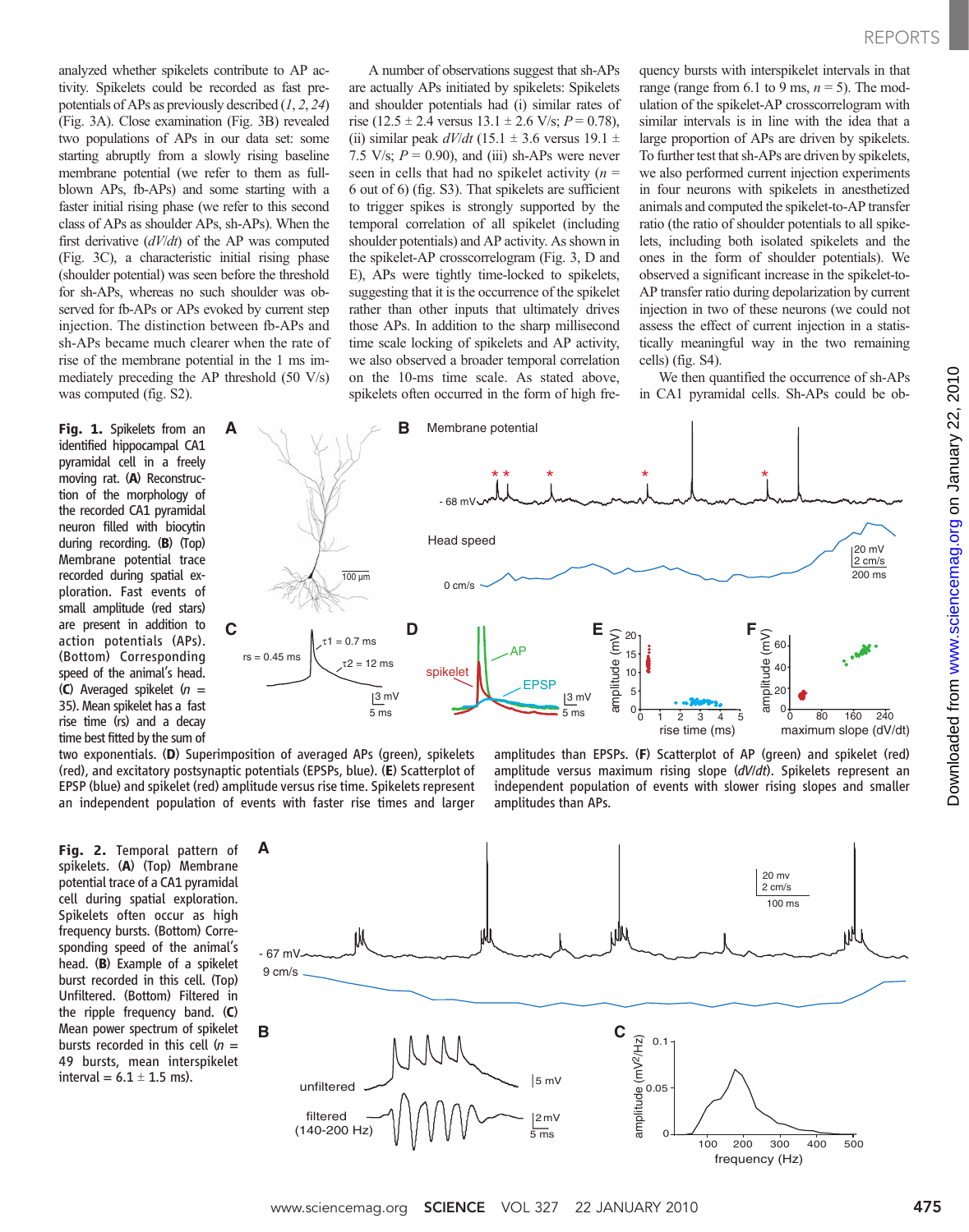analyzed whether spikelets contribute to AP activity. Spikelets could be recorded as fast prepotentials of APs as previously described (*1*, *2*, *24*) (Fig. 3A). Close examination (Fig. 3B) revealed two populations of APs in our data set: some starting abruptly from a slowly rising baseline membrane potential (we refer to them as full-blown APs, fb-APs) and some starting with a faster initial rising phase (we refer to this second class of APs as shoulder APs, sh-APs). When the first derivative ($dV/dt$) of the AP was computed (Fig. 3C), a characteristic initial rising phase (shoulder potential) was seen before the threshold for sh-APs, whereas no such shoulder was observed for fb-APs or APs evoked by current step injection. The distinction between fb-APs and sh-APs became much clearer when the rate of rise of the membrane potential in the 1 ms immediately preceding the AP threshold (50 V/s) was computed (fig. S2).

A number of observations suggest that sh-APs are actually APs initiated by spikelets: Spikelets and shoulder potentials had (i) similar rates of rise (12.5 ± 2.4 versus 13.1 ± 2.6 V/s; $P = 0.78$), (ii) similar peak $dV/dt$ (15.1 ± 3.6 versus 19.1 ± 7.5 V/s; $P = 0.90$), and (iii) sh-APs were never seen in cells that had no spikelet activity ($n$ = 6 out of 6) (fig. S3). That spikelets are sufficient to trigger spikes is strongly supported by the temporal correlation of all spikelet (including shoulder potentials) and AP activity. As shown in the spikelet-AP crosscorrelogram (Fig. 3, D and E), APs were tightly time-locked to spikelets, suggesting that it is the occurrence of the spikelet rather than other inputs that ultimately drives those APs. In addition to the sharp millisecond time scale locking of spikelets and AP activity, we also observed a broader temporal correlation on the 10-ms time scale. As stated above, spikelets often occurred in the form of high frequency bursts with interspikelet intervals in that range (range from 6.1 to 9 ms, $n$ = 5). The modulation of the spikelet-AP crosscorrelogram with similar intervals is in line with the idea that a large proportion of APs are driven by spikelets. To further test that sh-APs are driven by spikelets, we also performed current injection experiments in four neurons with spikelets in anesthetized animals and computed the spikelet-to-AP transfer ratio (the ratio of shoulder potentials to all spikelets, including both isolated spikelets and the ones in the form of shoulder potentials). We observed a significant increase in the spikelet-to-AP transfer ratio during depolarization by current injection in two of these neurons (we could not assess the effect of current injection in a statistically meaningful way in the two remaining cells) (fig. S4).

We then quantified the occurrence of sh-APs in CA1 pyramidal cells. Sh-APs could be ob-

**Fig. 1.** Spikelets from an identified hippocampal CA1 pyramidal cell in a freely moving rat. (**A**) Reconstruction of the morphology of the recorded CA1 pyramidal neuron filled with biocytin during recording. (**B**) (Top) Membrane potential trace recorded during spatial exploration. Fast events of small amplitude (red stars) are present in addition to action potentials (APs). (Bottom) Corresponding speed of the animal's head. (**C**) Averaged spikelet ($n$ = 35). Mean spikelet has a fast rise time (rs) and a decay time best fitted by the sum of two exponentials. (**D**) Superimposition of averaged APs (green), spikelets (red), and excitatory postsynaptic potentials (EPSPs, blue). (**E**) Scatterplot of EPSP (blue) and spikelet (red) amplitude versus rise time. Spikelets represent an independent population of events with faster rise times and larger amplitudes than EPSPs. (**F**) Scatterplot of AP (green) and spikelet (red) amplitude versus maximum rising slope ($dV/dt$). Spikelets represent an independent population of events with slower rising slopes and smaller amplitudes than APs.

**Fig. 2.** Temporal pattern of spikelets. (**A**) (Top) Membrane potential trace of a CA1 pyramidal cell during spatial exploration. Spikelets often occur as high frequency bursts. (Bottom) Corresponding speed of the animal's head. (**B**) Example of a spikelet burst recorded in this cell. (Top) Unfiltered. (Bottom) Filtered in the ripple frequency band. (**C**) Mean power spectrum of spikelet bursts recorded in this cell ($n$ = 49 bursts, mean interspikelet interval = 6.1 ± 1.5 ms).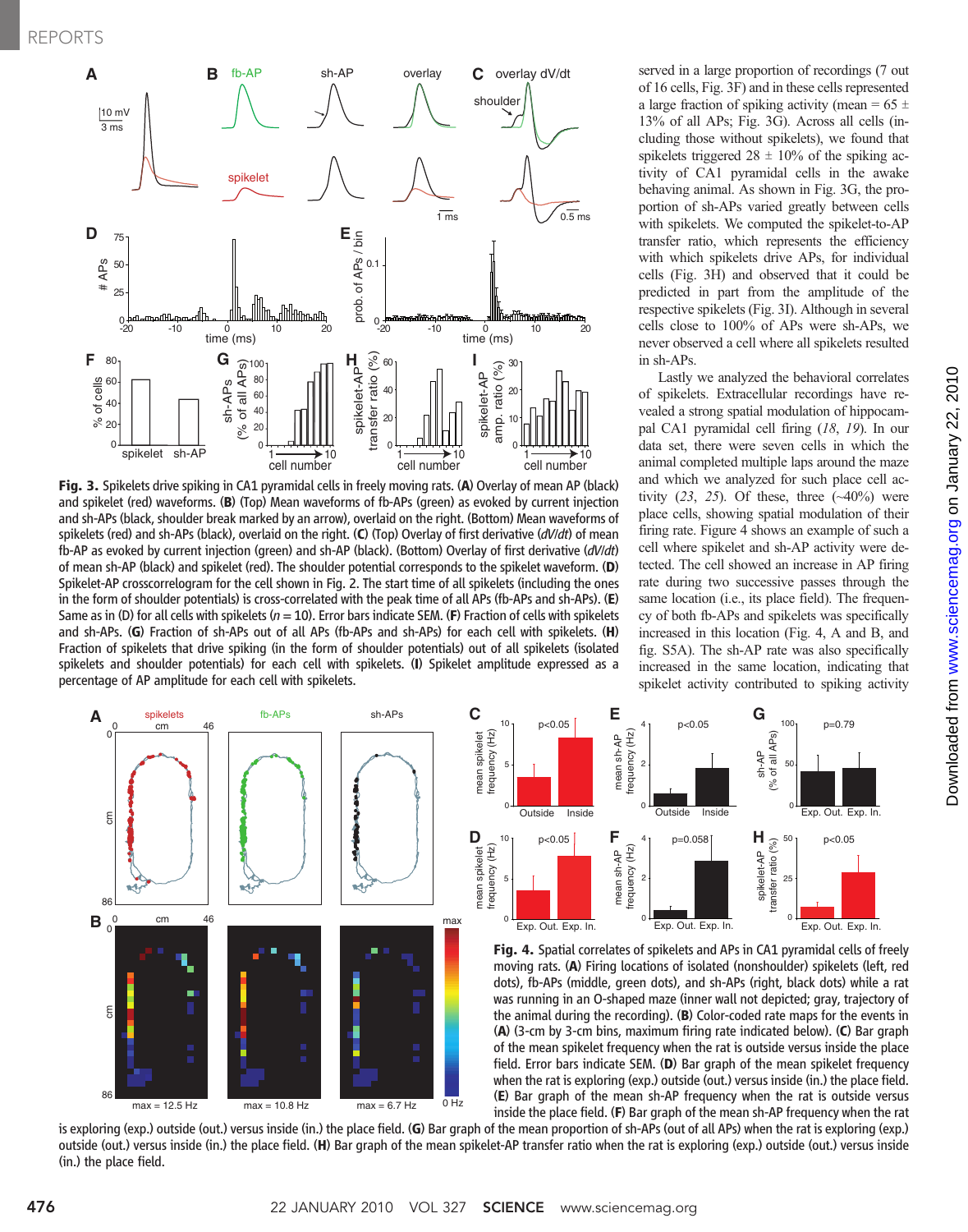**Fig. 3.** Spikelets drive spiking in CA1 pyramidal cells in freely moving rats. (**A**) Overlay of mean AP (black) and spikelet (red) waveforms. (**B**) (Top) Mean waveforms of fb-APs (green) as evoked by current injection and sh-APs (black, shoulder break marked by an arrow), overlaid on the right. (Bottom) Mean waveforms of spikelets (red) and sh-APs (black), overlaid on the right. (**C**) (Top) Overlay of first derivative (*dV/dt*) of mean fb-AP as evoked by current injection (green) and sh-AP (black). (Bottom) Overlay of first derivative (*dV/dt*) of mean sh-AP (black) and spikelet (red). The shoulder potential corresponds to the spikelet waveform. (**D**) Spikelet-AP crosscorrelogram for the cell shown in Fig. 2. The start time of all spikelets (including the ones in the form of shoulder potentials) is cross-correlated with the peak time of all APs (fb-APs and sh-APs). (**E**) Same as in (D) for all cells with spikelets ($n = 10$). Error bars indicate SEM. (**F**) Fraction of cells with spikelets and sh-APs. (**G**) Fraction of sh-APs out of all APs (fb-APs and sh-APs) for each cell with spikelets. (**H**) Fraction of spikelets that drive spiking (in the form of shoulder potentials) out of all spikelets (isolated spikelets and shoulder potentials) for each cell with spikelets. (**I**) Spikelet amplitude expressed as a percentage of AP amplitude for each cell with spikelets.

served in a large proportion of recordings (7 out of 16 cells, Fig. 3F) and in these cells represented a large fraction of spiking activity (mean = 65 ± 13% of all APs; Fig. 3G). Across all cells (including those without spikelets), we found that spikelets triggered 28 ± 10% of the spiking activity of CA1 pyramidal cells in the awake behaving animal. As shown in Fig. 3G, the proportion of sh-APs varied greatly between cells with spikelets. We computed the spikelet-to-AP transfer ratio, which represents the efficiency with which spikelets drive APs, for individual cells (Fig. 3H) and observed that it could be predicted in part from the amplitude of the respective spikelets (Fig. 3I). Although in several cells close to 100% of APs were sh-APs, we never observed a cell where all spikelets resulted in sh-APs.

Lastly we analyzed the behavioral correlates of spikelets. Extracellular recordings have revealed a strong spatial modulation of hippocampal CA1 pyramidal cell firing (*18*, *19*). In our data set, there were seven cells in which the animal completed multiple laps around the maze and which we analyzed for such place cell activity (*23*, *25*). Of these, three (~40%) were place cells, showing spatial modulation of their firing rate. Figure 4 shows an example of such a cell where spikelet and sh-AP activity were detected. The cell showed an increase in AP firing rate during two successive passes through the same location (i.e., its place field). The frequency of both fb-APs and spikelets was specifically increased in this location (Fig. 4, A and B, and fig. S5A). The sh-AP rate was also specifically increased in the same location, indicating that spikelet activity contributed to spiking activity

**Fig. 4.** Spatial correlates of spikelets and APs in CA1 pyramidal cells of freely moving rats. (**A**) Firing locations of isolated (nonshoulder) spikelets (left, red dots), fb-APs (middle, green dots), and sh-APs (right, black dots) while a rat was running in an O-shaped maze (inner wall not depicted; gray, trajectory of the animal during the recording). (**B**) Color-coded rate maps for the events in (**A**) (3-cm by 3-cm bins, maximum firing rate indicated below). (**C**) Bar graph of the mean spikelet frequency when the rat is outside versus inside the place field. Error bars indicate SEM. (**D**) Bar graph of the mean spikelet frequency when the rat is exploring (exp.) outside (out.) versus inside (in.) the place field. (**E**) Bar graph of the mean sh-AP frequency when the rat is outside versus inside the place field. (**F**) Bar graph of the mean sh-AP frequency when the rat is exploring (exp.) outside (out.) versus inside (in.) the place field. (**G**) Bar graph of the mean proportion of sh-APs (out of all APs) when the rat is exploring (exp.) outside (out.) versus inside (in.) the place field. (**H**) Bar graph of the mean spikelet-AP transfer ratio when the rat is exploring (exp.) outside (out.) versus inside (in.) the place field.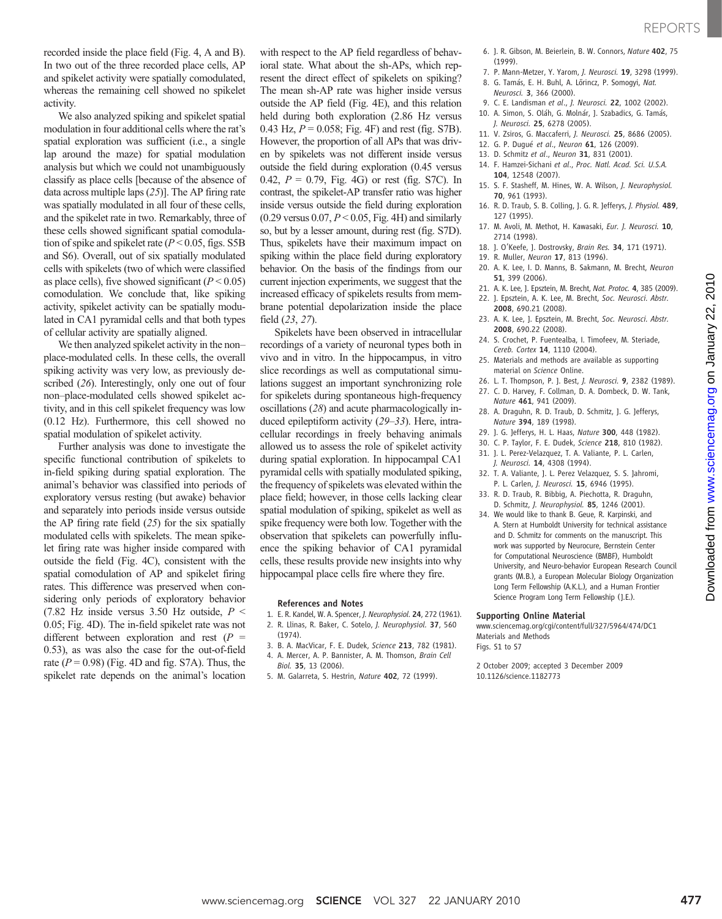recorded inside the place field (Fig. 4, A and B). In two out of the three recorded place cells, AP and spikelet activity were spatially comodulated, whereas the remaining cell showed no spikelet activity.

We also analyzed spiking and spikelet spatial modulation in four additional cells where the rat's spatial exploration was sufficient (i.e., a single lap around the maze) for spatial modulation analysis but which we could not unambiguously classify as place cells [because of the absence of data across multiple laps (*25*)]. The AP firing rate was spatially modulated in all four of these cells, and the spikelet rate in two. Remarkably, three of these cells showed significant spatial comodulation of spike and spikelet rate ($P < 0.05$, figs. S5B and S6). Overall, out of six spatially modulated cells with spikelets (two of which were classified as place cells), five showed significant ($P < 0.05$) comodulation. We conclude that, like spiking activity, spikelet activity can be spatially modulated in CA1 pyramidal cells and that both types of cellular activity are spatially aligned.

We then analyzed spikelet activity in the non–place-modulated cells. In these cells, the overall spiking activity was very low, as previously described (*26*). Interestingly, only one out of four non–place-modulated cells showed spikelet activity, and in this cell spikelet frequency was low (0.12 Hz). Furthermore, this cell showed no spatial modulation of spikelet activity.

Further analysis was done to investigate the specific functional contribution of spikelets to in-field spiking during spatial exploration. The animal's behavior was classified into periods of exploratory versus resting (but awake) behavior and separately into periods inside versus outside the AP firing rate field (*25*) for the six spatially modulated cells with spikelets. The mean spikelet firing rate was higher inside compared with outside the field (Fig. 4C), consistent with the spatial comodulation of AP and spikelet firing rates. This difference was preserved when considering only periods of exploratory behavior (7.82 Hz inside versus 3.50 Hz outside, $P < 0.05$; Fig. 4D). The in-field spikelet rate was not different between exploration and rest ($P = 0.53$), as was also the case for the out-of-field rate ($P = 0.98$) (Fig. 4D and fig. S7A). Thus, the spikelet rate depends on the animal's location with respect to the AP field regardless of behavioral state. What about the sh-APs, which represent the direct effect of spikelets on spiking? The mean sh-AP rate was higher inside versus outside the AP field (Fig. 4E), and this relation held during both exploration (2.86 Hz versus 0.43 Hz, $P = 0.058$; Fig. 4F) and rest (fig. S7B). However, the proportion of all APs that was driven by spikelets was not different inside versus outside the field during exploration (0.45 versus 0.42, $P = 0.79$, Fig. 4G) or rest (fig. S7C). In contrast, the spikelet-AP transfer ratio was higher inside versus outside the field during exploration (0.29 versus 0.07, $P < 0.05$, Fig. 4H) and similarly so, but by a lesser amount, during rest (fig. S7D). Thus, spikelets have their maximum impact on spiking within the place field during exploratory behavior. On the basis of the findings from our current injection experiments, we suggest that the increased efficacy of spikelets results from membrane potential depolarization inside the place field (*23*, *27*).

Spikelets have been observed in intracellular recordings of a variety of neuronal types both in vivo and in vitro. In the hippocampus, in vitro slice recordings as well as computational simulations suggest an important synchronizing role for spikelets during spontaneous high-frequency oscillations (*28*) and acute pharmacologically induced epileptiform activity (*29*–*33*). Here, intracellular recordings in freely behaving animals allowed us to assess the role of spikelet activity during spatial exploration. In hippocampal CA1 pyramidal cells with spatially modulated spiking, the frequency of spikelets was elevated within the place field; however, in those cells lacking clear spatial modulation of spiking, spikelet as well as spike frequency were both low. Together with the observation that spikelets can powerfully influence the spiking behavior of CA1 pyramidal cells, these results provide new insights into why hippocampal place cells fire where they fire.

### References and Notes

1. E. R. Kandel, W. A. Spencer, *J. Neurophysiol.* **24**, 272 (1961).
2. R. Llinas, R. Baker, C. Sotelo, *J. Neurophysiol.* **37**, 560 (1974).
3. B. A. MacVicar, F. E. Dudek, *Science* **213**, 782 (1981).
4. A. Mercer, A. P. Bannister, A. M. Thomson, *Brain Cell Biol.* **35**, 13 (2006).
5. M. Galarreta, S. Hestrin, *Nature* **402**, 72 (1999).
6. J. R. Gibson, M. Beierlein, B. W. Connors, *Nature* **402**, 75 (1999).
7. P. Mann-Metzer, Y. Yarom, *J. Neurosci.* **19**, 3298 (1999).
8. G. Tamás, E. H. Buhl, A. Lőrincz, P. Somogyi, *Nat. Neurosci.* **3**, 366 (2000).
9. C. E. Landisman *et al.*, *J. Neurosci.* **22**, 1002 (2002).
10. A. Simon, S. Oláh, G. Molnár, J. Szabadics, G. Tamás, *J. Neurosci.* **25**, 6278 (2005).
11. V. Zsiros, G. Maccaferri, *J. Neurosci.* **25**, 8686 (2005).
12. G. P. Dugué *et al.*, *Neuron* **61**, 126 (2009).
13. D. Schmitz *et al.*, *Neuron* **31**, 831 (2001).
14. F. Hamzei-Sichani *et al.*, *Proc. Natl. Acad. Sci. U.S.A.* **104**, 12548 (2007).
15. S. F. Stasheff, M. Hines, W. A. Wilson, *J. Neurophysiol.* **70**, 961 (1993).
16. R. D. Traub, S. B. Colling, J. G. R. Jefferys, *J. Physiol.* **489**, 127 (1995).
17. M. Avoli, M. Methot, H. Kawasaki, *Eur. J. Neurosci.* **10**, 2714 (1998).
18. J. O'Keefe, J. Dostrovsky, *Brain Res.* **34**, 171 (1971).
19. R. Muller, *Neuron* **17**, 813 (1996).
20. A. K. Lee, I. D. Manns, B. Sakmann, M. Brecht, *Neuron* **51**, 399 (2006).
21. A. K. Lee, J. Epsztein, M. Brecht, *Nat. Protoc.* **4**, 385 (2009).
22. J. Epsztein, A. K. Lee, M. Brecht, *Soc. Neurosci. Abstr.* **2008**, 690.21 (2008).
23. A. K. Lee, J. Epsztein, M. Brecht, *Soc. Neurosci. Abstr.* **2008**, 690.22 (2008).
24. S. Crochet, P. Fuentealba, I. Timofeev, M. Steriade, *Cereb. Cortex* **14**, 1110 (2004).
25. Materials and methods are available as supporting material on *Science* Online.
26. L. T. Thompson, P. J. Best, *J. Neurosci.* **9**, 2382 (1989).
27. C. D. Harvey, F. Collman, D. A. Dombeck, D. W. Tank, *Nature* **461**, 941 (2009).
28. A. Draguhn, R. D. Traub, D. Schmitz, J. G. Jefferys, *Nature* **394**, 189 (1998).
29. J. G. Jefferys, H. L. Haas, *Nature* **300**, 448 (1982).
30. C. P. Taylor, F. E. Dudek, *Science* **218**, 810 (1982).
31. J. L. Perez-Velazquez, T. A. Valiante, P. L. Carlen, *J. Neurosci.* **14**, 4308 (1994).
32. T. A. Valiante, J. L. Perez Velazquez, S. S. Jahromi, P. L. Carlen, *J. Neurosci.* **15**, 6946 (1995).
33. R. D. Traub, R. Bibbig, A. Piechotta, R. Draguhn, D. Schmitz, *J. Neurophysiol.* **85**, 1246 (2001).
34. We would like to thank B. Geue, R. Karpinski, and A. Stern at Humboldt University for technical assistance and D. Schmitz for comments on the manuscript. This work was supported by Neurocure, Bernstein Center for Computational Neuroscience (BMBF), Humboldt University, and Neuro-behavior European Research Council grants (M.B.), a European Molecular Biology Organization Long Term Fellowship (A.K.L.), and a Human Frontier Science Program Long Term Fellowship (J.E.).

### Supporting Online Material

www.sciencemag.org/cgi/content/full/327/5964/474/DC1
Materials and Methods
Figs. S1 to S7

2 October 2009; accepted 3 December 2009
10.1126/science.1182773